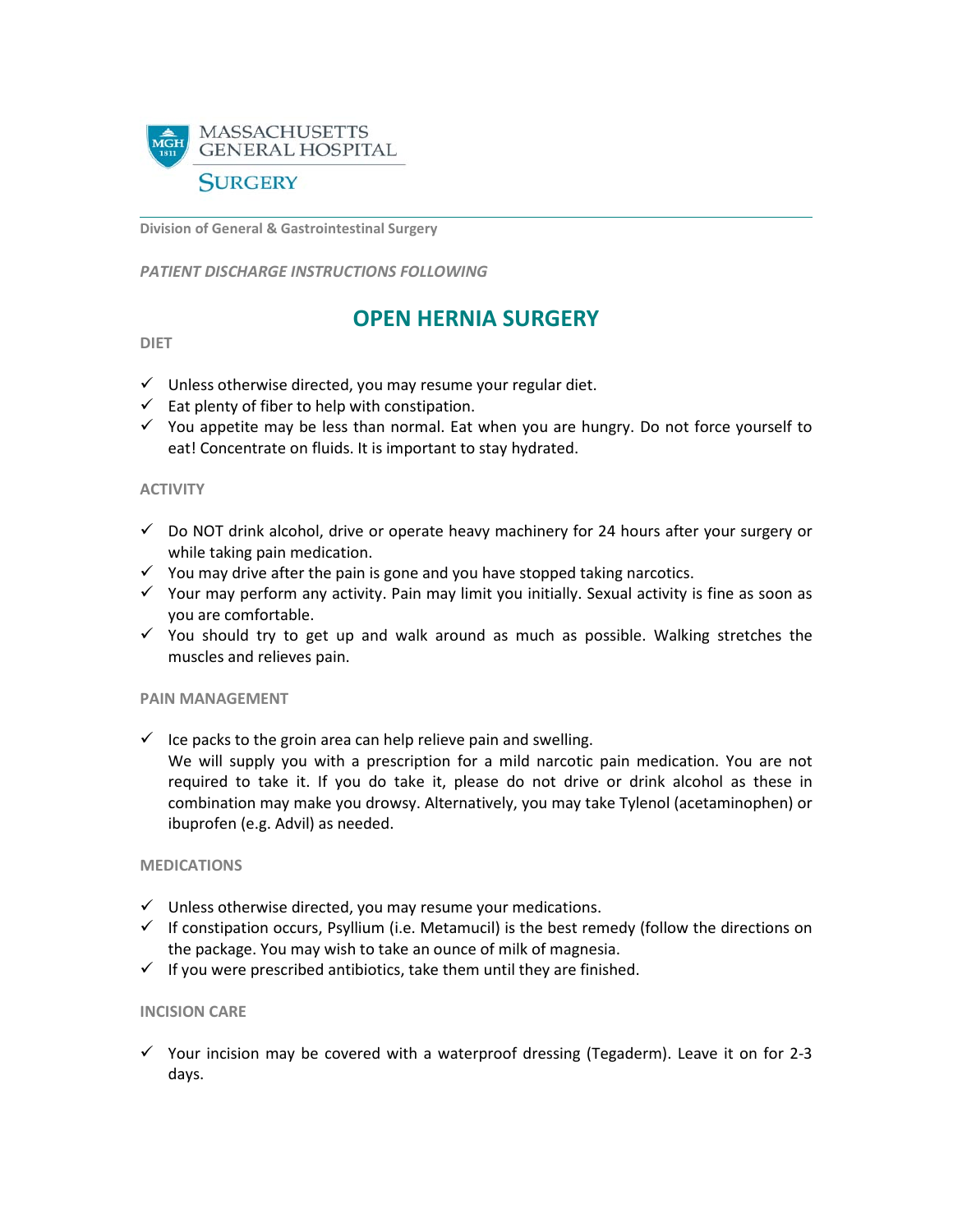MASSACHUSETTS GENERAL HOSPITAL

SURGERY

Division of General & Gastrointestinal Surgery

*PATIENT DISCHARGE INSTRUCTIONS FOLLOWING*

# OPEN HERNIA SURGERY

## DIET

- ✓ Unless otherwise directed, you may resume your regular diet.
- ✓ Eat plenty of fiber to help with constipation.
- ✓ You appetite may be less than normal. Eat when you are hungry. Do not force yourself to eat! Concentrate on fluids. It is important to stay hydrated.

## ACTIVITY

- ✓ Do NOT drink alcohol, drive or operate heavy machinery for 24 hours after your surgery or while taking pain medication.
- ✓ You may drive after the pain is gone and you have stopped taking narcotics.
- ✓ Your may perform any activity. Pain may limit you initially. Sexual activity is fine as soon as you are comfortable.
- ✓ You should try to get up and walk around as much as possible. Walking stretches the muscles and relieves pain.

## PAIN MANAGEMENT

- ✓ Ice packs to the groin area can help relieve pain and swelling.
  We will supply you with a prescription for a mild narcotic pain medication. You are not required to take it. If you do take it, please do not drive or drink alcohol as these in combination may make you drowsy. Alternatively, you may take Tylenol (acetaminophen) or ibuprofen (e.g. Advil) as needed.

## MEDICATIONS

- ✓ Unless otherwise directed, you may resume your medications.
- ✓ If constipation occurs, Psyllium (i.e. Metamucil) is the best remedy (follow the directions on the package. You may wish to take an ounce of milk of magnesia.
- ✓ If you were prescribed antibiotics, take them until they are finished.

## INCISION CARE

- ✓ Your incision may be covered with a waterproof dressing (Tegaderm). Leave it on for 2-3 days.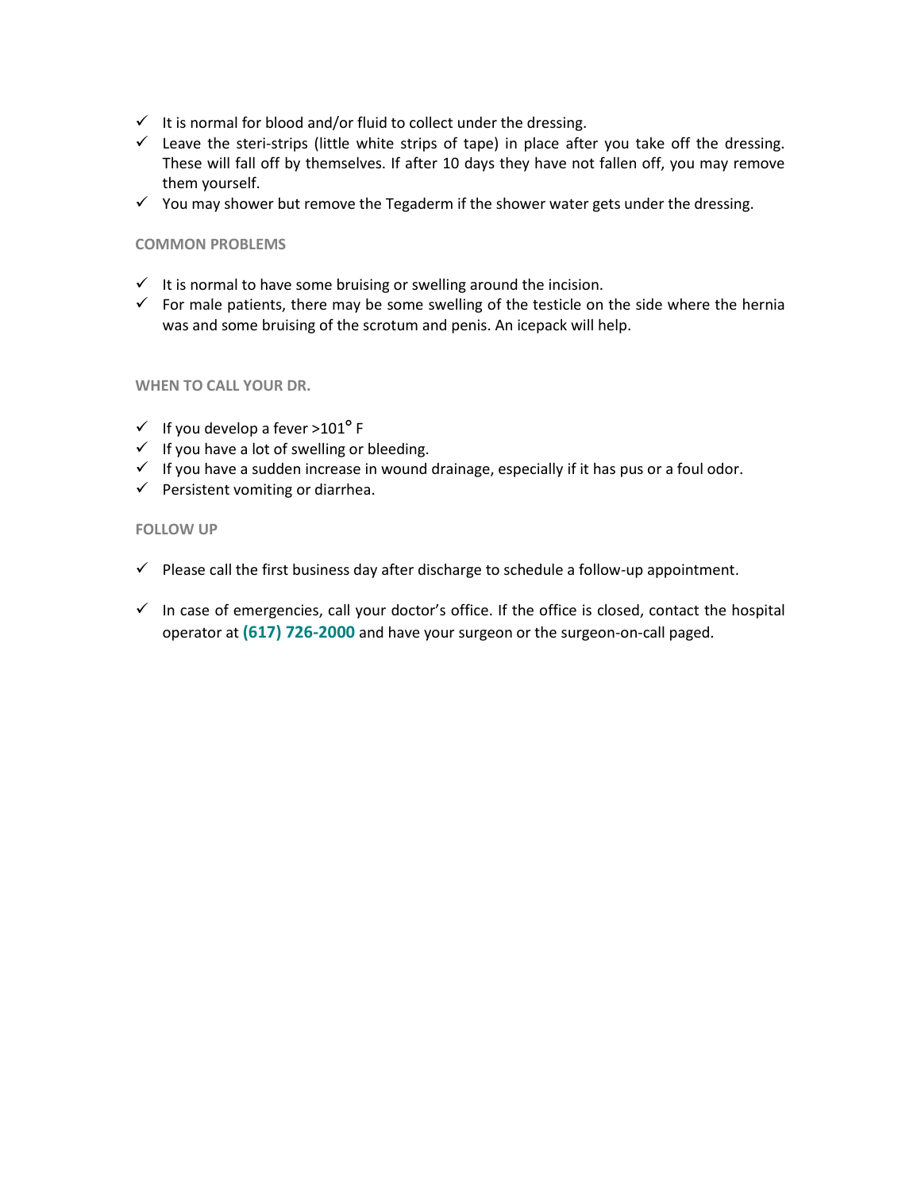- ✓ It is normal for blood and/or fluid to collect under the dressing.
- ✓ Leave the steri-strips (little white strips of tape) in place after you take off the dressing. These will fall off by themselves. If after 10 days they have not fallen off, you may remove them yourself.
- ✓ You may shower but remove the Tegaderm if the shower water gets under the dressing.

## COMMON PROBLEMS

- ✓ It is normal to have some bruising or swelling around the incision.
- ✓ For male patients, there may be some swelling of the testicle on the side where the hernia was and some bruising of the scrotum and penis. An icepack will help.

## WHEN TO CALL YOUR DR.

- ✓ If you develop a fever >101° F
- ✓ If you have a lot of swelling or bleeding.
- ✓ If you have a sudden increase in wound drainage, especially if it has pus or a foul odor.
- ✓ Persistent vomiting or diarrhea.

## FOLLOW UP

- ✓ Please call the first business day after discharge to schedule a follow-up appointment.

- ✓ In case of emergencies, call your doctor's office. If the office is closed, contact the hospital operator at **(617) 726-2000** and have your surgeon or the surgeon-on-call paged.